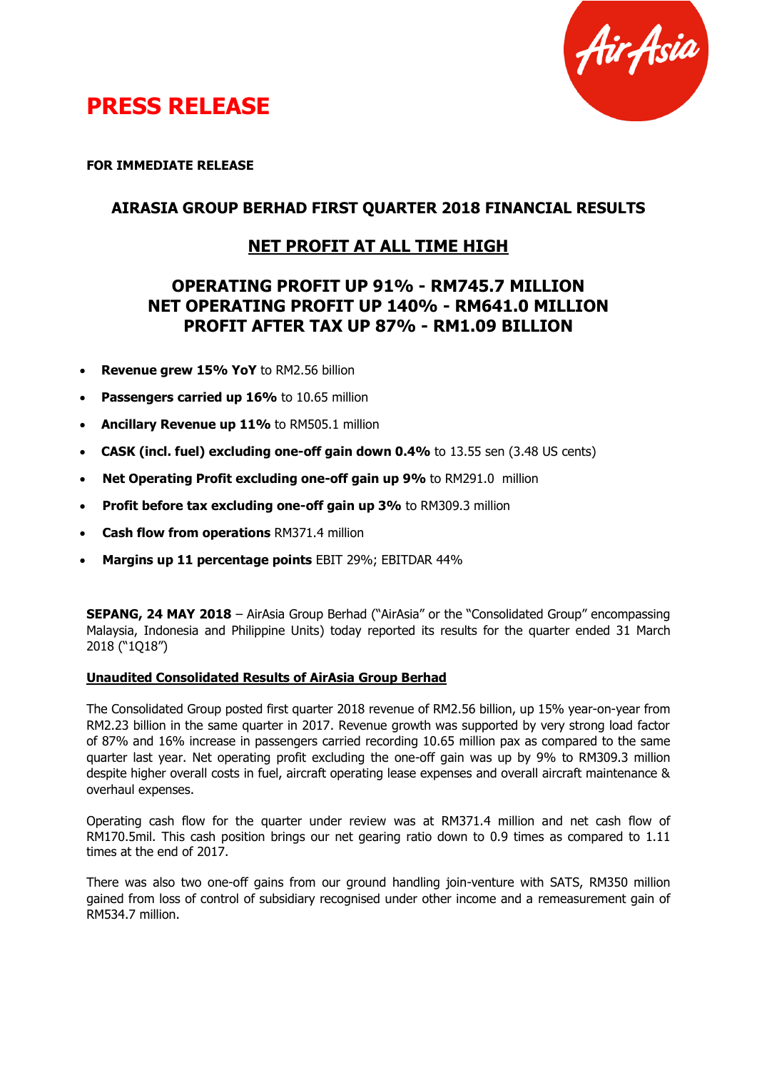# PRESS RELEASE

**FOR IMMEDIATE RELEASE**

## AIRASIA GROUP BERHAD FIRST QUARTER 2018 FINANCIAL RESULTS

## NET PROFIT AT ALL TIME HIGH

## OPERATING PROFIT UP 91% - RM745.7 MILLION
## NET OPERATING PROFIT UP 140% - RM641.0 MILLION
## PROFIT AFTER TAX UP 87% - RM1.09 BILLION

- **Revenue grew 15% YoY** to RM2.56 billion
- **Passengers carried up 16%** to 10.65 million
- **Ancillary Revenue up 11%** to RM505.1 million
- **CASK (incl. fuel) excluding one-off gain down 0.4%** to 13.55 sen (3.48 US cents)
- **Net Operating Profit excluding one-off gain up 9%** to RM291.0 million
- **Profit before tax excluding one-off gain up 3%** to RM309.3 million
- **Cash flow from operations** RM371.4 million
- **Margins up 11 percentage points** EBIT 29%; EBITDAR 44%

**SEPANG, 24 MAY 2018** – AirAsia Group Berhad ("AirAsia" or the "Consolidated Group" encompassing Malaysia, Indonesia and Philippine Units) today reported its results for the quarter ended 31 March 2018 ("1Q18")

**Unaudited Consolidated Results of AirAsia Group Berhad**

The Consolidated Group posted first quarter 2018 revenue of RM2.56 billion, up 15% year-on-year from RM2.23 billion in the same quarter in 2017. Revenue growth was supported by very strong load factor of 87% and 16% increase in passengers carried recording 10.65 million pax as compared to the same quarter last year. Net operating profit excluding the one-off gain was up by 9% to RM309.3 million despite higher overall costs in fuel, aircraft operating lease expenses and overall aircraft maintenance & overhaul expenses.

Operating cash flow for the quarter under review was at RM371.4 million and net cash flow of RM170.5mil. This cash position brings our net gearing ratio down to 0.9 times as compared to 1.11 times at the end of 2017.

There was also two one-off gains from our ground handling join-venture with SATS, RM350 million gained from loss of control of subsidiary recognised under other income and a remeasurement gain of RM534.7 million.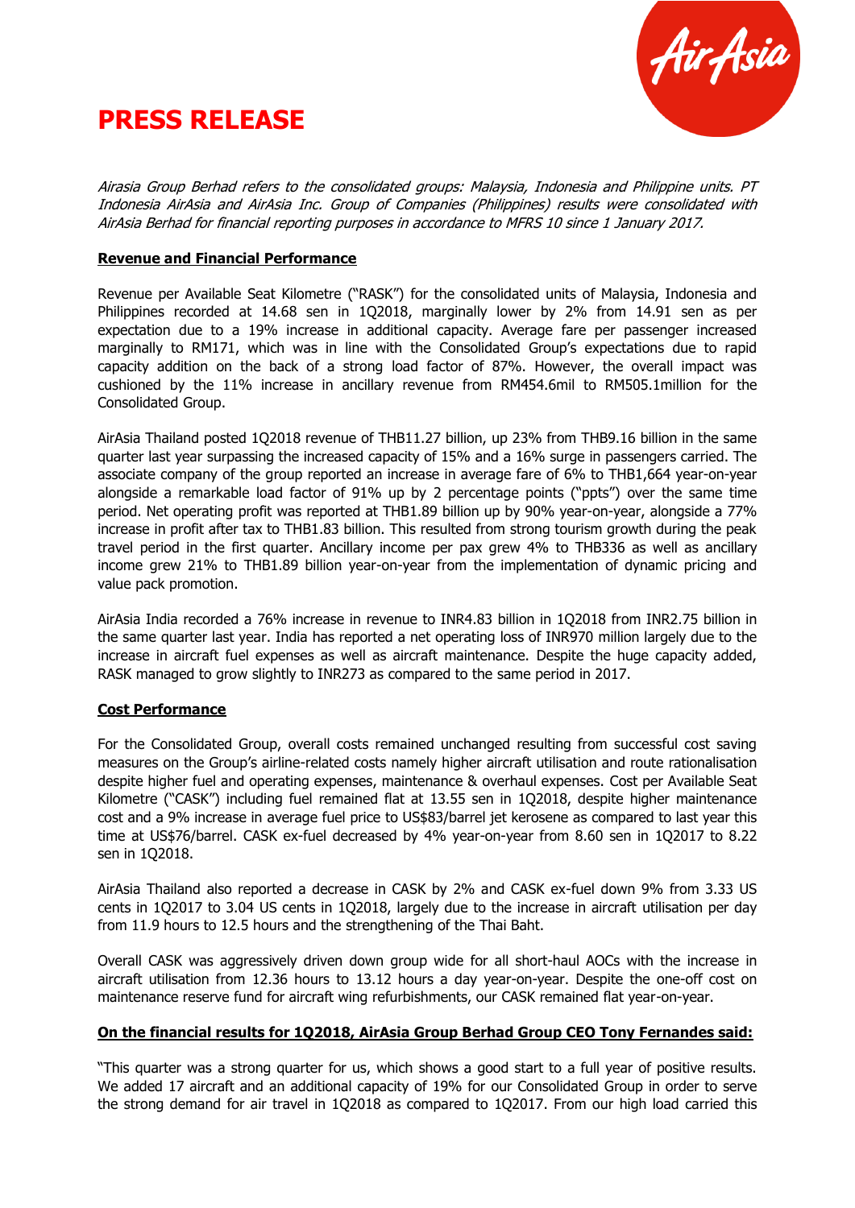# PRESS RELEASE

*Airasia Group Berhad refers to the consolidated groups: Malaysia, Indonesia and Philippine units. PT Indonesia AirAsia and AirAsia Inc. Group of Companies (Philippines) results were consolidated with AirAsia Berhad for financial reporting purposes in accordance to MFRS 10 since 1 January 2017.*

**Revenue and Financial Performance**

Revenue per Available Seat Kilometre ("RASK") for the consolidated units of Malaysia, Indonesia and Philippines recorded at 14.68 sen in 1Q2018, marginally lower by 2% from 14.91 sen as per expectation due to a 19% increase in additional capacity. Average fare per passenger increased marginally to RM171, which was in line with the Consolidated Group's expectations due to rapid capacity addition on the back of a strong load factor of 87%. However, the overall impact was cushioned by the 11% increase in ancillary revenue from RM454.6mil to RM505.1million for the Consolidated Group.

AirAsia Thailand posted 1Q2018 revenue of THB11.27 billion, up 23% from THB9.16 billion in the same quarter last year surpassing the increased capacity of 15% and a 16% surge in passengers carried. The associate company of the group reported an increase in average fare of 6% to THB1,664 year-on-year alongside a remarkable load factor of 91% up by 2 percentage points ("ppts") over the same time period. Net operating profit was reported at THB1.89 billion up by 90% year-on-year, alongside a 77% increase in profit after tax to THB1.83 billion. This resulted from strong tourism growth during the peak travel period in the first quarter. Ancillary income per pax grew 4% to THB336 as well as ancillary income grew 21% to THB1.89 billion year-on-year from the implementation of dynamic pricing and value pack promotion.

AirAsia India recorded a 76% increase in revenue to INR4.83 billion in 1Q2018 from INR2.75 billion in the same quarter last year. India has reported a net operating loss of INR970 million largely due to the increase in aircraft fuel expenses as well as aircraft maintenance. Despite the huge capacity added, RASK managed to grow slightly to INR273 as compared to the same period in 2017.

**Cost Performance**

For the Consolidated Group, overall costs remained unchanged resulting from successful cost saving measures on the Group's airline-related costs namely higher aircraft utilisation and route rationalisation despite higher fuel and operating expenses, maintenance & overhaul expenses. Cost per Available Seat Kilometre ("CASK") including fuel remained flat at 13.55 sen in 1Q2018, despite higher maintenance cost and a 9% increase in average fuel price to US$83/barrel jet kerosene as compared to last year this time at US$76/barrel. CASK ex-fuel decreased by 4% year-on-year from 8.60 sen in 1Q2017 to 8.22 sen in 1Q2018.

AirAsia Thailand also reported a decrease in CASK by 2% and CASK ex-fuel down 9% from 3.33 US cents in 1Q2017 to 3.04 US cents in 1Q2018, largely due to the increase in aircraft utilisation per day from 11.9 hours to 12.5 hours and the strengthening of the Thai Baht.

Overall CASK was aggressively driven down group wide for all short-haul AOCs with the increase in aircraft utilisation from 12.36 hours to 13.12 hours a day year-on-year. Despite the one-off cost on maintenance reserve fund for aircraft wing refurbishments, our CASK remained flat year-on-year.

**On the financial results for 1Q2018, AirAsia Group Berhad Group CEO Tony Fernandes said:**

"This quarter was a strong quarter for us, which shows a good start to a full year of positive results. We added 17 aircraft and an additional capacity of 19% for our Consolidated Group in order to serve the strong demand for air travel in 1Q2018 as compared to 1Q2017. From our high load carried this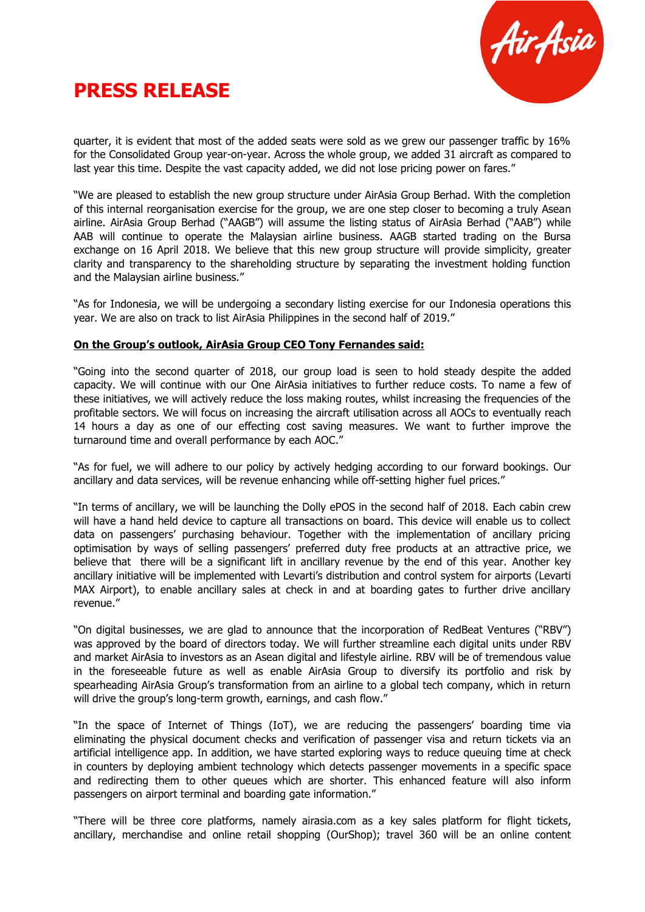quarter, it is evident that most of the added seats were sold as we grew our passenger traffic by 16% for the Consolidated Group year-on-year. Across the whole group, we added 31 aircraft as compared to last year this time. Despite the vast capacity added, we did not lose pricing power on fares."

"We are pleased to establish the new group structure under AirAsia Group Berhad. With the completion of this internal reorganisation exercise for the group, we are one step closer to becoming a truly Asean airline. AirAsia Group Berhad ("AAGB") will assume the listing status of AirAsia Berhad ("AAB") while AAB will continue to operate the Malaysian airline business. AAGB started trading on the Bursa exchange on 16 April 2018. We believe that this new group structure will provide simplicity, greater clarity and transparency to the shareholding structure by separating the investment holding function and the Malaysian airline business."

"As for Indonesia, we will be undergoing a secondary listing exercise for our Indonesia operations this year. We are also on track to list AirAsia Philippines in the second half of 2019."

**On the Group's outlook, AirAsia Group CEO Tony Fernandes said:**

"Going into the second quarter of 2018, our group load is seen to hold steady despite the added capacity. We will continue with our One AirAsia initiatives to further reduce costs. To name a few of these initiatives, we will actively reduce the loss making routes, whilst increasing the frequencies of the profitable sectors. We will focus on increasing the aircraft utilisation across all AOCs to eventually reach 14 hours a day as one of our effecting cost saving measures. We want to further improve the turnaround time and overall performance by each AOC."

"As for fuel, we will adhere to our policy by actively hedging according to our forward bookings. Our ancillary and data services, will be revenue enhancing while off-setting higher fuel prices."

"In terms of ancillary, we will be launching the Dolly ePOS in the second half of 2018. Each cabin crew will have a hand held device to capture all transactions on board. This device will enable us to collect data on passengers' purchasing behaviour. Together with the implementation of ancillary pricing optimisation by ways of selling passengers' preferred duty free products at an attractive price, we believe that there will be a significant lift in ancillary revenue by the end of this year. Another key ancillary initiative will be implemented with Levarti's distribution and control system for airports (Levarti MAX Airport), to enable ancillary sales at check in and at boarding gates to further drive ancillary revenue."

"On digital businesses, we are glad to announce that the incorporation of RedBeat Ventures ("RBV") was approved by the board of directors today. We will further streamline each digital units under RBV and market AirAsia to investors as an Asean digital and lifestyle airline. RBV will be of tremendous value in the foreseeable future as well as enable AirAsia Group to diversify its portfolio and risk by spearheading AirAsia Group's transformation from an airline to a global tech company, which in return will drive the group's long-term growth, earnings, and cash flow."

"In the space of Internet of Things (IoT), we are reducing the passengers' boarding time via eliminating the physical document checks and verification of passenger visa and return tickets via an artificial intelligence app. In addition, we have started exploring ways to reduce queuing time at check in counters by deploying ambient technology which detects passenger movements in a specific space and redirecting them to other queues which are shorter. This enhanced feature will also inform passengers on airport terminal and boarding gate information."

"There will be three core platforms, namely airasia.com as a key sales platform for flight tickets, ancillary, merchandise and online retail shopping (OurShop); travel 360 will be an online content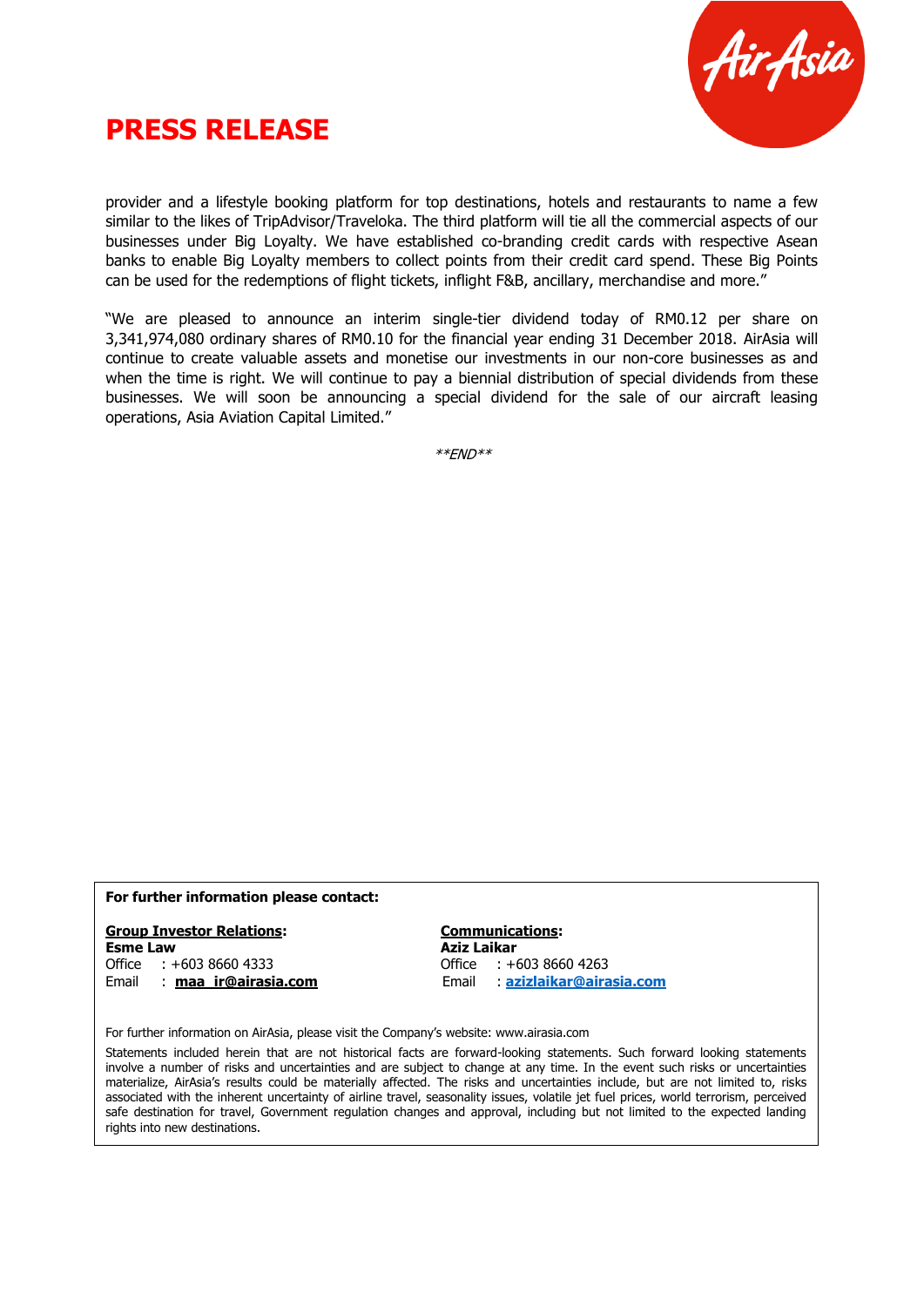# PRESS RELEASE

provider and a lifestyle booking platform for top destinations, hotels and restaurants to name a few similar to the likes of TripAdvisor/Traveloka. The third platform will tie all the commercial aspects of our businesses under Big Loyalty. We have established co-branding credit cards with respective Asean banks to enable Big Loyalty members to collect points from their credit card spend. These Big Points can be used for the redemptions of flight tickets, inflight F&B, ancillary, merchandise and more."

"We are pleased to announce an interim single-tier dividend today of RM0.12 per share on 3,341,974,080 ordinary shares of RM0.10 for the financial year ending 31 December 2018. AirAsia will continue to create valuable assets and monetise our investments in our non-core businesses as and when the time is right. We will continue to pay a biennial distribution of special dividends from these businesses. We will soon be announcing a special dividend for the sale of our aircraft leasing operations, Asia Aviation Capital Limited."

*\*\*END\*\**

**For further information please contact:**

**Group Investor Relations:**
**Esme Law**
Office : +603 8660 4333
Email : **maa_ir@airasia.com**

**Communications:**
**Aziz Laikar**
Office : +603 8660 4263
Email : **azizlaikar@airasia.com**

For further information on AirAsia, please visit the Company's website: www.airasia.com

Statements included herein that are not historical facts are forward-looking statements. Such forward looking statements involve a number of risks and uncertainties and are subject to change at any time. In the event such risks or uncertainties materialize, AirAsia's results could be materially affected. The risks and uncertainties include, but are not limited to, risks associated with the inherent uncertainty of airline travel, seasonality issues, volatile jet fuel prices, world terrorism, perceived safe destination for travel, Government regulation changes and approval, including but not limited to the expected landing rights into new destinations.